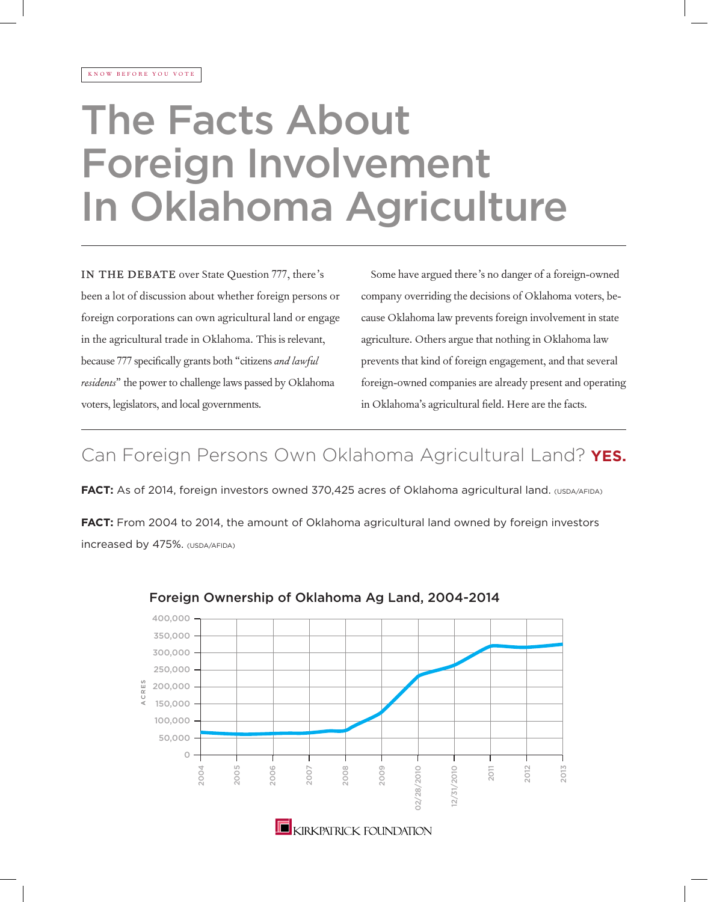KNOW BEFORE YOU VOTE

# The Facts About Foreign Involvement In Oklahoma Agriculture

IN THE DEBATE over State Question 777, there's been a lot of discussion about whether foreign persons or foreign corporations can own agricultural land or engage in the agricultural trade in Oklahoma. This is relevant, because 777 specifically grants both "citizens *and lawful residents*" the power to challenge laws passed by Oklahoma voters, legislators, and local governments.

Some have argued there's no danger of a foreign-owned company overriding the decisions of Oklahoma voters, because Oklahoma law prevents foreign involvement in state agriculture. Others argue that nothing in Oklahoma law prevents that kind of foreign engagement, and that several foreign-owned companies are already present and operating in Oklahoma's agricultural field. Here are the facts.

## Can Foreign Persons Own Oklahoma Agricultural Land? **YES.**

**FACT:** As of 2014, foreign investors owned 370,425 acres of Oklahoma agricultural land. (USDA/AFIDA)

**FACT:** From 2004 to 2014, the amount of Oklahoma agricultural land owned by foreign investors increased by 475%. (USDA/AFIDA)

### Foreign Ownership of Oklahoma Ag Land, 2004-2014

ACRES (0 – 400,000); 2004, 2005, 2006, 2007, 2008, 2009, 02/28/2010, 12/31/2010, 2011, 2012, 2013

KIRKPATRICK FOUNDATION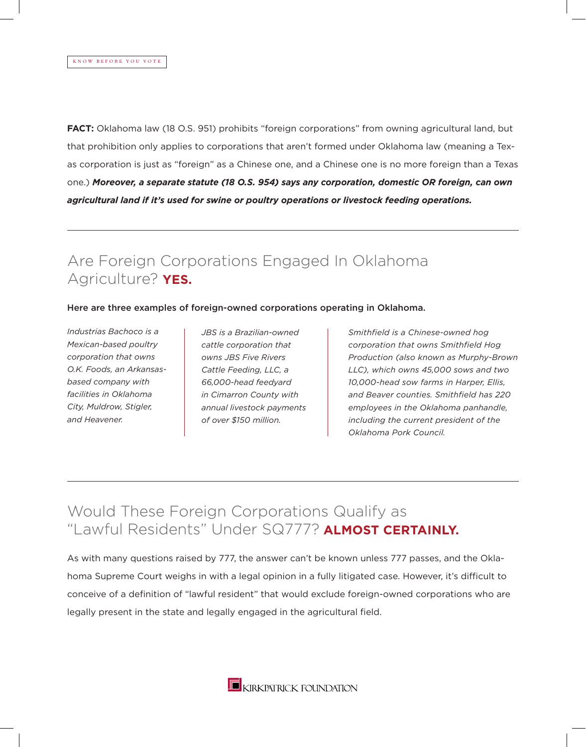**FACT:** Oklahoma law (18 O.S. 951) prohibits "foreign corporations" from owning agricultural land, but that prohibition only applies to corporations that aren't formed under Oklahoma law (meaning a Texas corporation is just as "foreign" as a Chinese one, and a Chinese one is no more foreign than a Texas one.) ***Moreover, a separate statute (18 O.S. 954) says any corporation, domestic OR foreign, can own agricultural land if it's used for swine or poultry operations or livestock feeding operations.***

## Are Foreign Corporations Engaged In Oklahoma Agriculture? **YES.**

**Here are three examples of foreign-owned corporations operating in Oklahoma.**

*Industrias Bachoco is a Mexican-based poultry corporation that owns O.K. Foods, an Arkansas-based company with facilities in Oklahoma City, Muldrow, Stigler, and Heavener.*

*JBS is a Brazilian-owned cattle corporation that owns JBS Five Rivers Cattle Feeding, LLC, a 66,000-head feedyard in Cimarron County with annual livestock payments of over $150 million.*

*Smithfield is a Chinese-owned hog corporation that owns Smithfield Hog Production (also known as Murphy-Brown LLC), which owns 45,000 sows and two 10,000-head sow farms in Harper, Ellis, and Beaver counties. Smithfield has 220 employees in the Oklahoma panhandle, including the current president of the Oklahoma Pork Council.*

## Would These Foreign Corporations Qualify as "Lawful Residents" Under SQ777? **ALMOST CERTAINLY.**

As with many questions raised by 777, the answer can't be known unless 777 passes, and the Oklahoma Supreme Court weighs in with a legal opinion in a fully litigated case. However, it's difficult to conceive of a definition of "lawful resident" that would exclude foreign-owned corporations who are legally present in the state and legally engaged in the agricultural field.